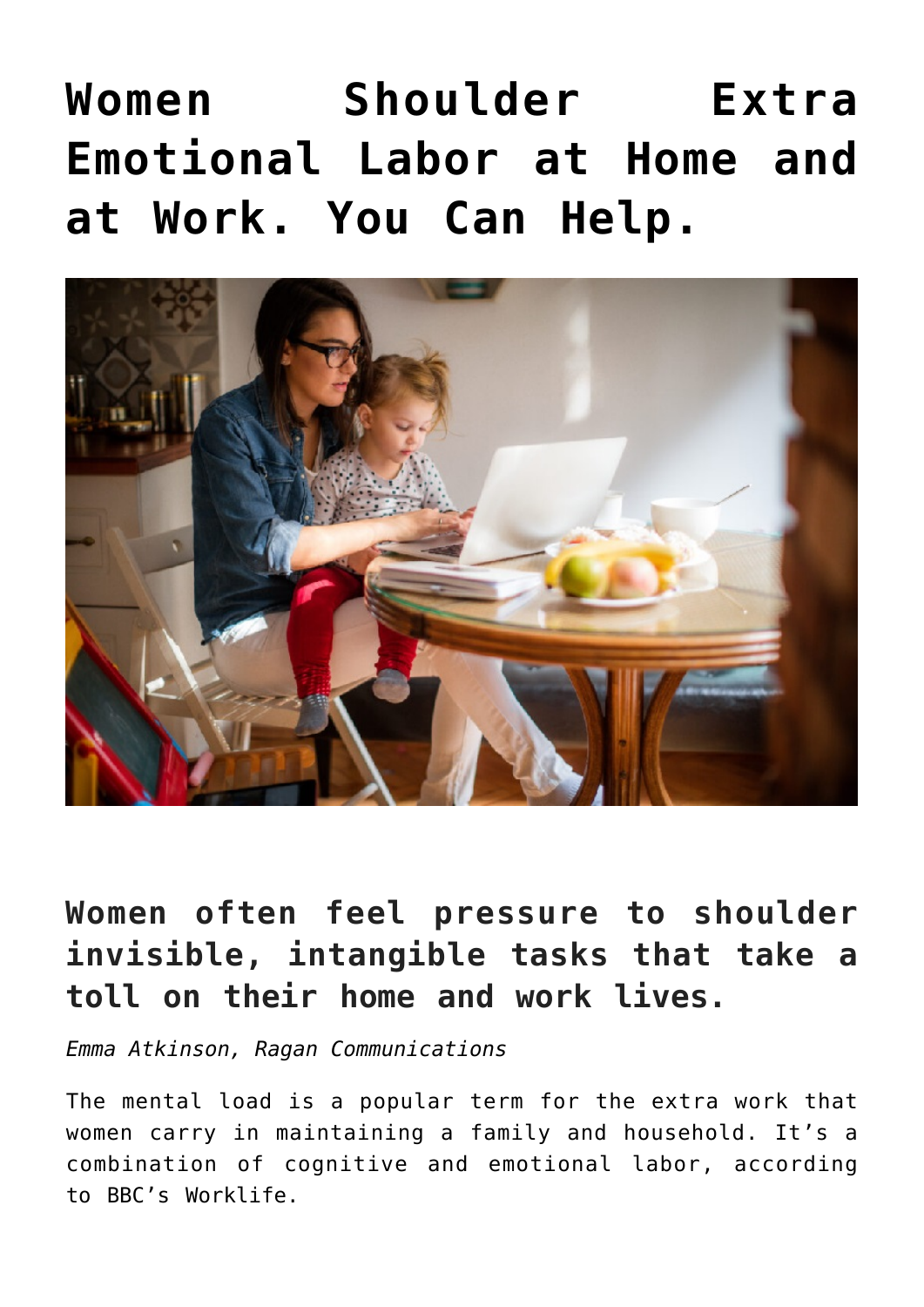# Women Shoulder Extra Emotional Labor at Home and at Work. You Can Help.

## Women often feel pressure to shoulder invisible, intangible tasks that take a toll on their home and work lives.

*Emma Atkinson, Ragan Communications*

The mental load is a popular term for the extra work that women carry in maintaining a family and household. It's a combination of cognitive and emotional labor, according to BBC's Worklife.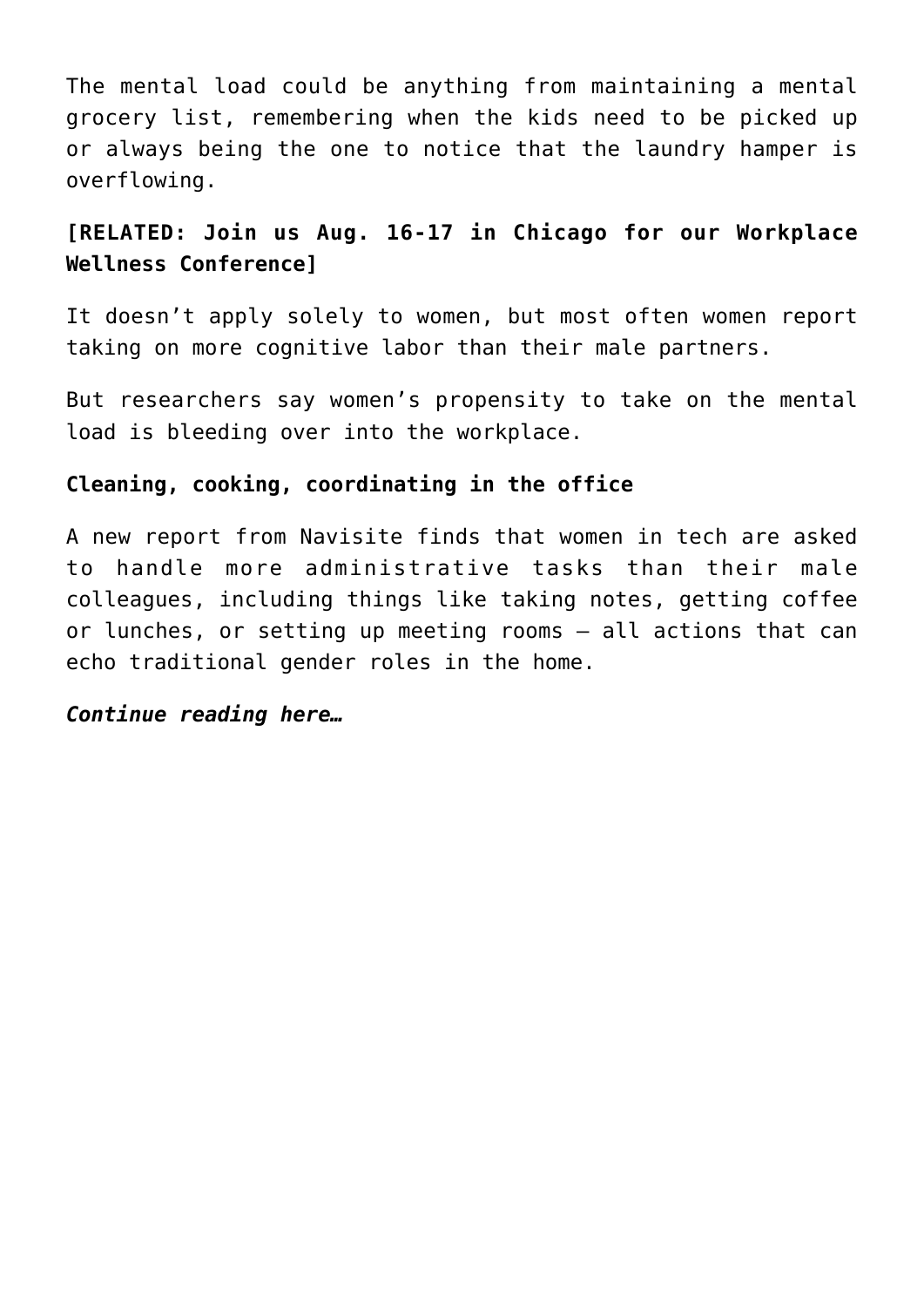The mental load could be anything from maintaining a mental grocery list, remembering when the kids need to be picked up or always being the one to notice that the laundry hamper is overflowing.

**[RELATED: Join us Aug. 16-17 in Chicago for our Workplace Wellness Conference]**

It doesn't apply solely to women, but most often women report taking on more cognitive labor than their male partners.

But researchers say women's propensity to take on the mental load is bleeding over into the workplace.

**Cleaning, cooking, coordinating in the office**

A new report from Navisite finds that women in tech are asked to handle more administrative tasks than their male colleagues, including things like taking notes, getting coffee or lunches, or setting up meeting rooms — all actions that can echo traditional gender roles in the home.

***Continue reading here…***